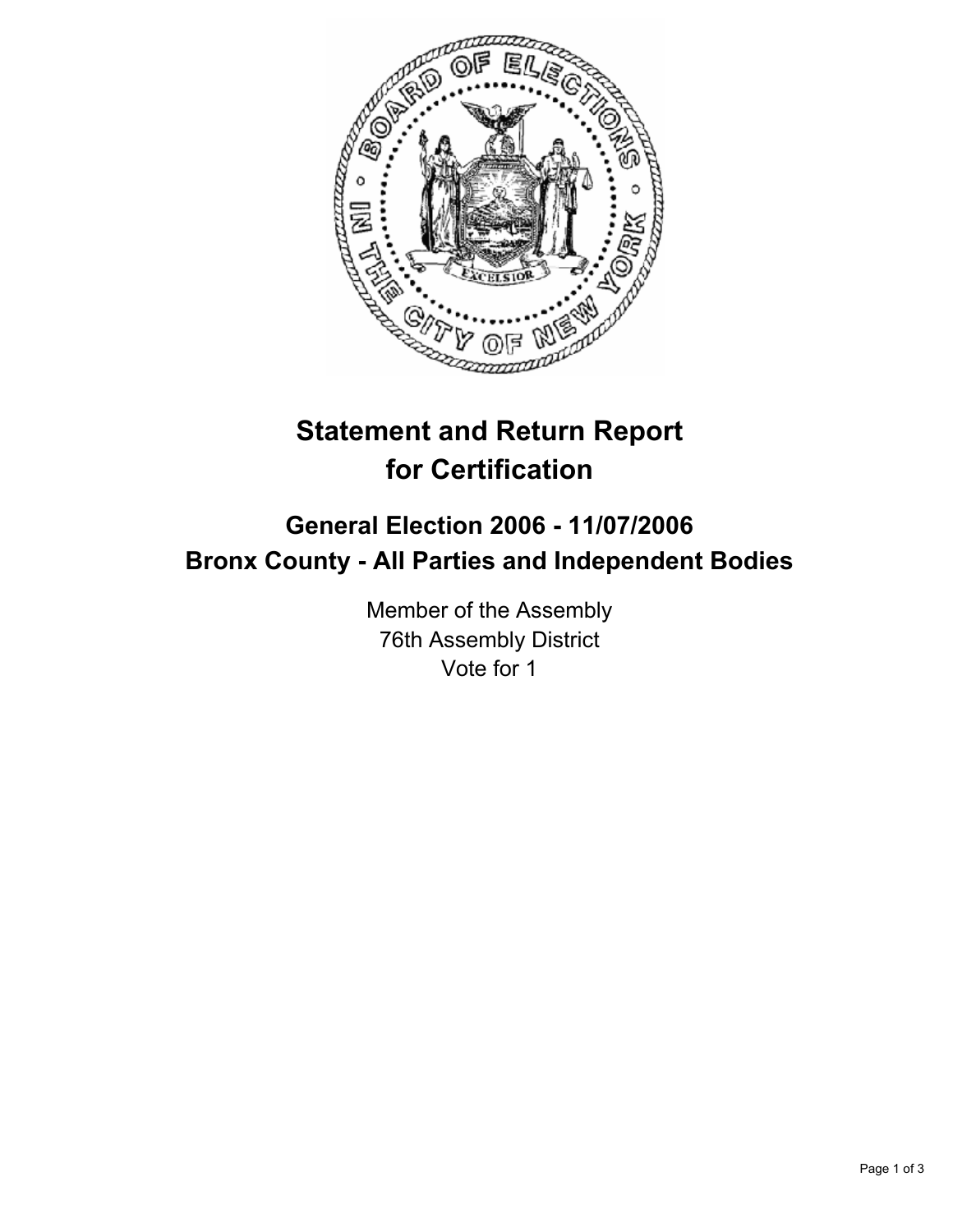# Statement and Return Report for Certification

## General Election 2006 - 11/07/2006
## Bronx County - All Parties and Independent Bodies

Member of the Assembly
76th Assembly District
Vote for 1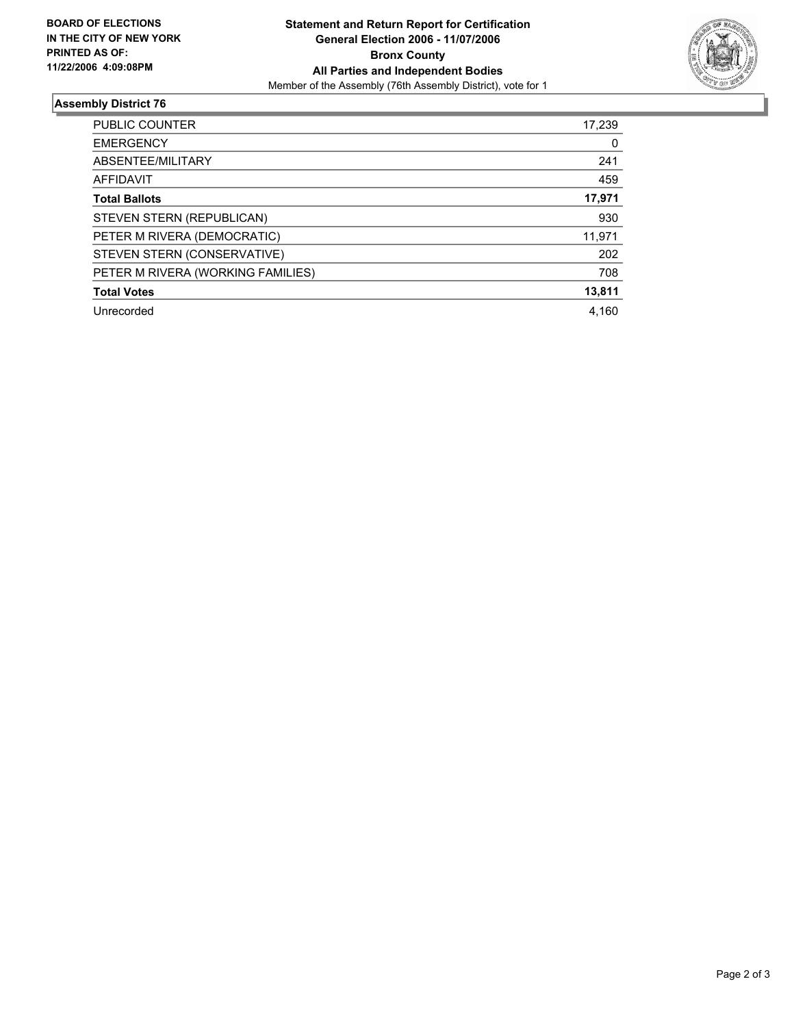**BOARD OF ELECTIONS IN THE CITY OF NEW YORK**
**PRINTED AS OF: 11/22/2006 4:09:08PM**

**Statement and Return Report for Certification**
**General Election 2006 - 11/07/2006**
**Bronx County**
**All Parties and Independent Bodies**
Member of the Assembly (76th Assembly District), vote for 1

## Assembly District 76

| | |
|---|---|
| PUBLIC COUNTER | 17,239 |
| EMERGENCY | 0 |
| ABSENTEE/MILITARY | 241 |
| AFFIDAVIT | 459 |
| **Total Ballots** | **17,971** |
| STEVEN STERN (REPUBLICAN) | 930 |
| PETER M RIVERA (DEMOCRATIC) | 11,971 |
| STEVEN STERN (CONSERVATIVE) | 202 |
| PETER M RIVERA (WORKING FAMILIES) | 708 |
| **Total Votes** | **13,811** |
| Unrecorded | 4,160 |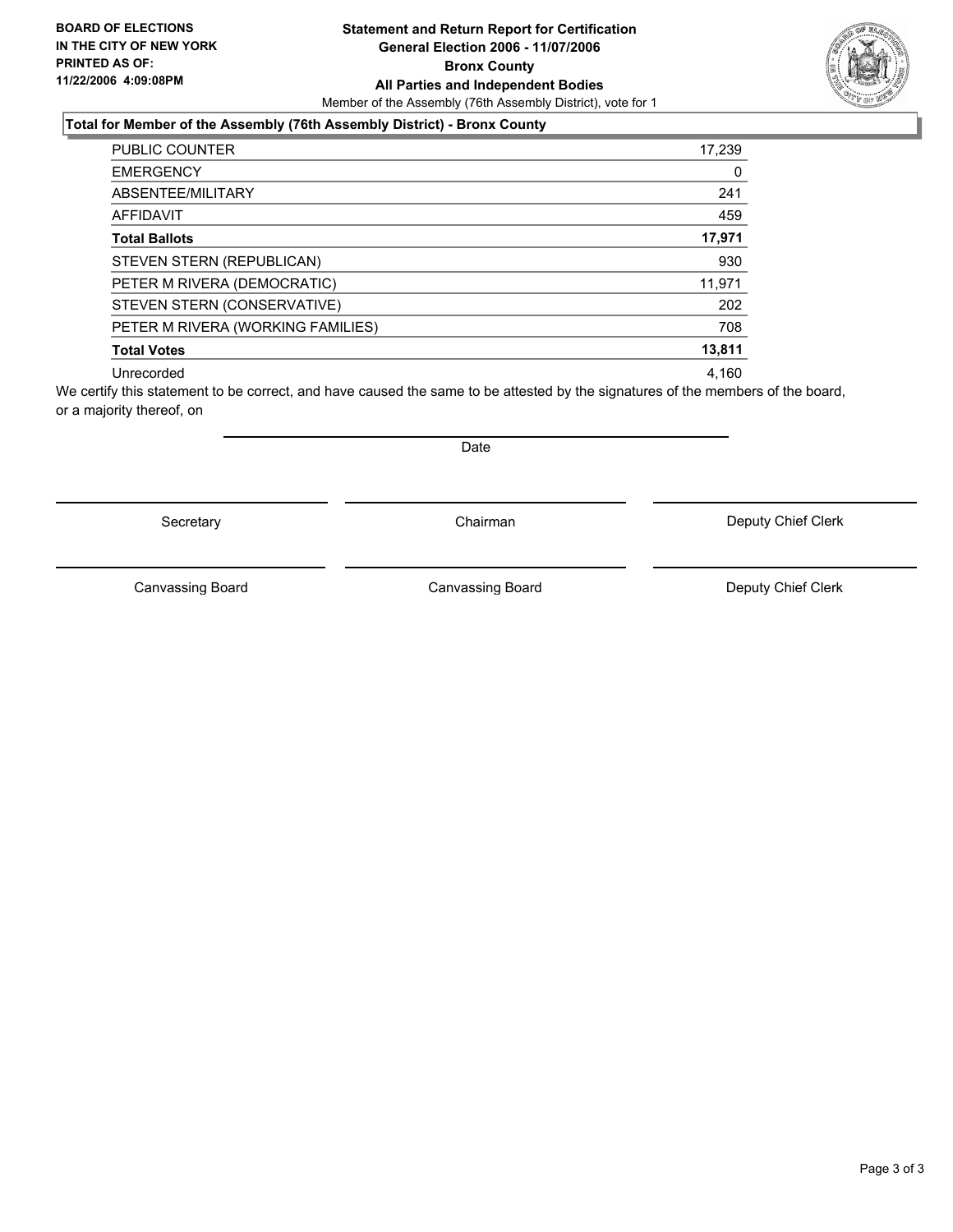**BOARD OF ELECTIONS IN THE CITY OF NEW YORK PRINTED AS OF: 11/22/2006 4:09:08PM**

**Statement and Return Report for Certification**
**General Election 2006 - 11/07/2006**
**Bronx County**
**All Parties and Independent Bodies**
Member of the Assembly (76th Assembly District), vote for 1

**Total for Member of the Assembly (76th Assembly District) - Bronx County**

| | |
|---|---|
| PUBLIC COUNTER | 17,239 |
| EMERGENCY | 0 |
| ABSENTEE/MILITARY | 241 |
| AFFIDAVIT | 459 |
| **Total Ballots** | **17,971** |
| STEVEN STERN (REPUBLICAN) | 930 |
| PETER M RIVERA (DEMOCRATIC) | 11,971 |
| STEVEN STERN (CONSERVATIVE) | 202 |
| PETER M RIVERA (WORKING FAMILIES) | 708 |
| **Total Votes** | **13,811** |
| Unrecorded | 4,160 |

We certify this statement to be correct, and have caused the same to be attested by the signatures of the members of the board, or a majority thereof, on

Date

Secretary

Chairman

Deputy Chief Clerk

Canvassing Board

Canvassing Board

Deputy Chief Clerk